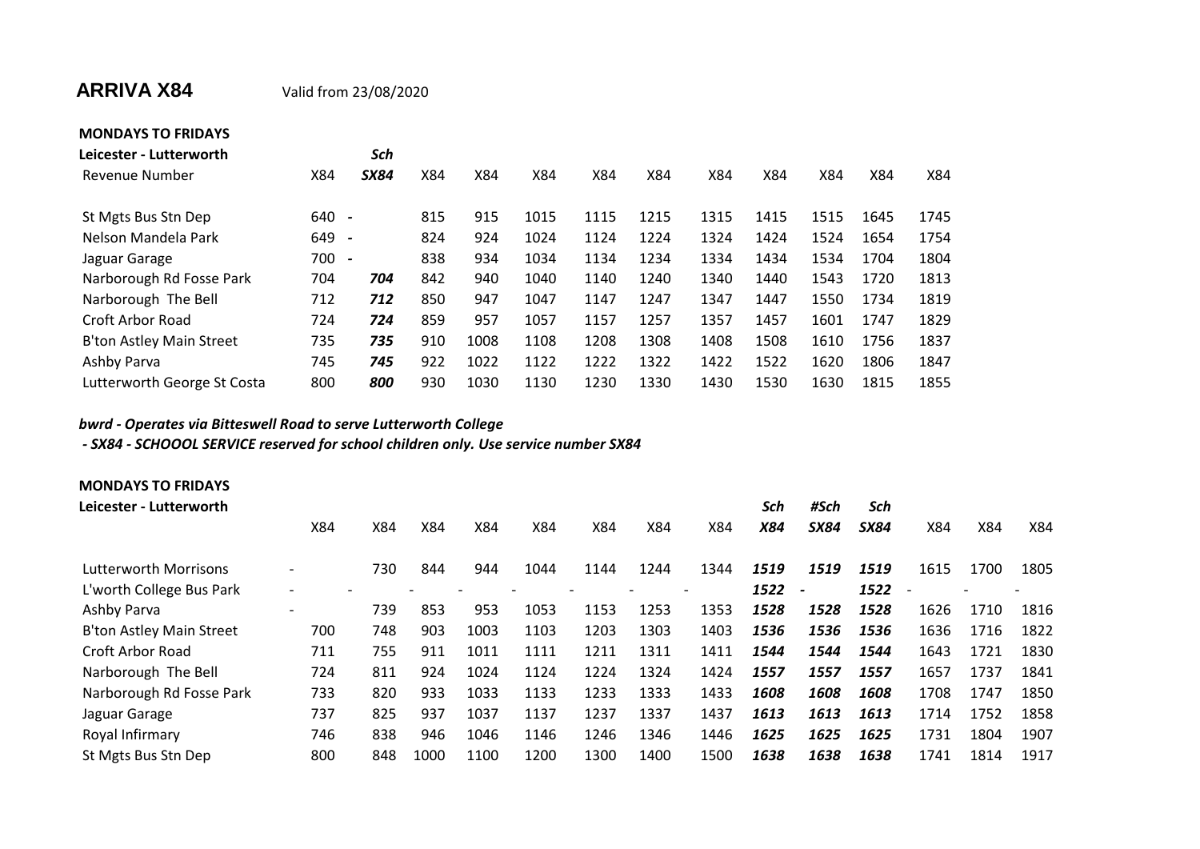# ARRIVA X84

Valid from 23/08/2020

**MONDAYS TO FRIDAYS**

| **Leicester - Lutterworth** | | *Sch* | | | | | | | | | | |
|---|---|---|---|---|---|---|---|---|---|---|---|---|
| Revenue Number | X84 | ***SX84*** | X84 | X84 | X84 | X84 | X84 | X84 | X84 | X84 | X84 | X84 |
| St Mgts Bus Stn Dep | 640 | - | 815 | 915 | 1015 | 1115 | 1215 | 1315 | 1415 | 1515 | 1645 | 1745 |
| Nelson Mandela Park | 649 | - | 824 | 924 | 1024 | 1124 | 1224 | 1324 | 1424 | 1524 | 1654 | 1754 |
| Jaguar Garage | 700 | - | 838 | 934 | 1034 | 1134 | 1234 | 1334 | 1434 | 1534 | 1704 | 1804 |
| Narborough Rd Fosse Park | 704 | ***704*** | 842 | 940 | 1040 | 1140 | 1240 | 1340 | 1440 | 1543 | 1720 | 1813 |
| Narborough The Bell | 712 | ***712*** | 850 | 947 | 1047 | 1147 | 1247 | 1347 | 1447 | 1550 | 1734 | 1819 |
| Croft Arbor Road | 724 | ***724*** | 859 | 957 | 1057 | 1157 | 1257 | 1357 | 1457 | 1601 | 1747 | 1829 |
| B'ton Astley Main Street | 735 | ***735*** | 910 | 1008 | 1108 | 1208 | 1308 | 1408 | 1508 | 1610 | 1756 | 1837 |
| Ashby Parva | 745 | ***745*** | 922 | 1022 | 1122 | 1222 | 1322 | 1422 | 1522 | 1620 | 1806 | 1847 |
| Lutterworth George St Costa | 800 | ***800*** | 930 | 1030 | 1130 | 1230 | 1330 | 1430 | 1530 | 1630 | 1815 | 1855 |

***bwrd - Operates via Bitteswell Road to serve Lutterworth College***

***- SX84 - SCHOOOL SERVICE reserved for school children only. Use service number SX84***

**MONDAYS TO FRIDAYS**

| **Leicester - Lutterworth** | | | | | | | | | *Sch* | *#Sch* | *Sch* | | | |
|---|---|---|---|---|---|---|---|---|---|---|---|---|---|---|
| | X84 | X84 | X84 | X84 | X84 | X84 | X84 | X84 | ***X84*** | ***SX84*** | ***SX84*** | X84 | X84 | X84 |
| Lutterworth Morrisons | - | 730 | 844 | 944 | 1044 | 1144 | 1244 | 1344 | ***1519*** | ***1519*** | ***1519*** | 1615 | 1700 | 1805 |
| L'worth College Bus Park | - | - | - | - | - | - | - | - | ***1522*** | - | ***1522*** | - | - | - |
| Ashby Parva | - | 739 | 853 | 953 | 1053 | 1153 | 1253 | 1353 | ***1528*** | ***1528*** | ***1528*** | 1626 | 1710 | 1816 |
| B'ton Astley Main Street | 700 | 748 | 903 | 1003 | 1103 | 1203 | 1303 | 1403 | ***1536*** | ***1536*** | ***1536*** | 1636 | 1716 | 1822 |
| Croft Arbor Road | 711 | 755 | 911 | 1011 | 1111 | 1211 | 1311 | 1411 | ***1544*** | ***1544*** | ***1544*** | 1643 | 1721 | 1830 |
| Narborough The Bell | 724 | 811 | 924 | 1024 | 1124 | 1224 | 1324 | 1424 | ***1557*** | ***1557*** | ***1557*** | 1657 | 1737 | 1841 |
| Narborough Rd Fosse Park | 733 | 820 | 933 | 1033 | 1133 | 1233 | 1333 | 1433 | ***1608*** | ***1608*** | ***1608*** | 1708 | 1747 | 1850 |
| Jaguar Garage | 737 | 825 | 937 | 1037 | 1137 | 1237 | 1337 | 1437 | ***1613*** | ***1613*** | ***1613*** | 1714 | 1752 | 1858 |
| Royal Infirmary | 746 | 838 | 946 | 1046 | 1146 | 1246 | 1346 | 1446 | ***1625*** | ***1625*** | ***1625*** | 1731 | 1804 | 1907 |
| St Mgts Bus Stn Dep | 800 | 848 | 1000 | 1100 | 1200 | 1300 | 1400 | 1500 | ***1638*** | ***1638*** | ***1638*** | 1741 | 1814 | 1917 |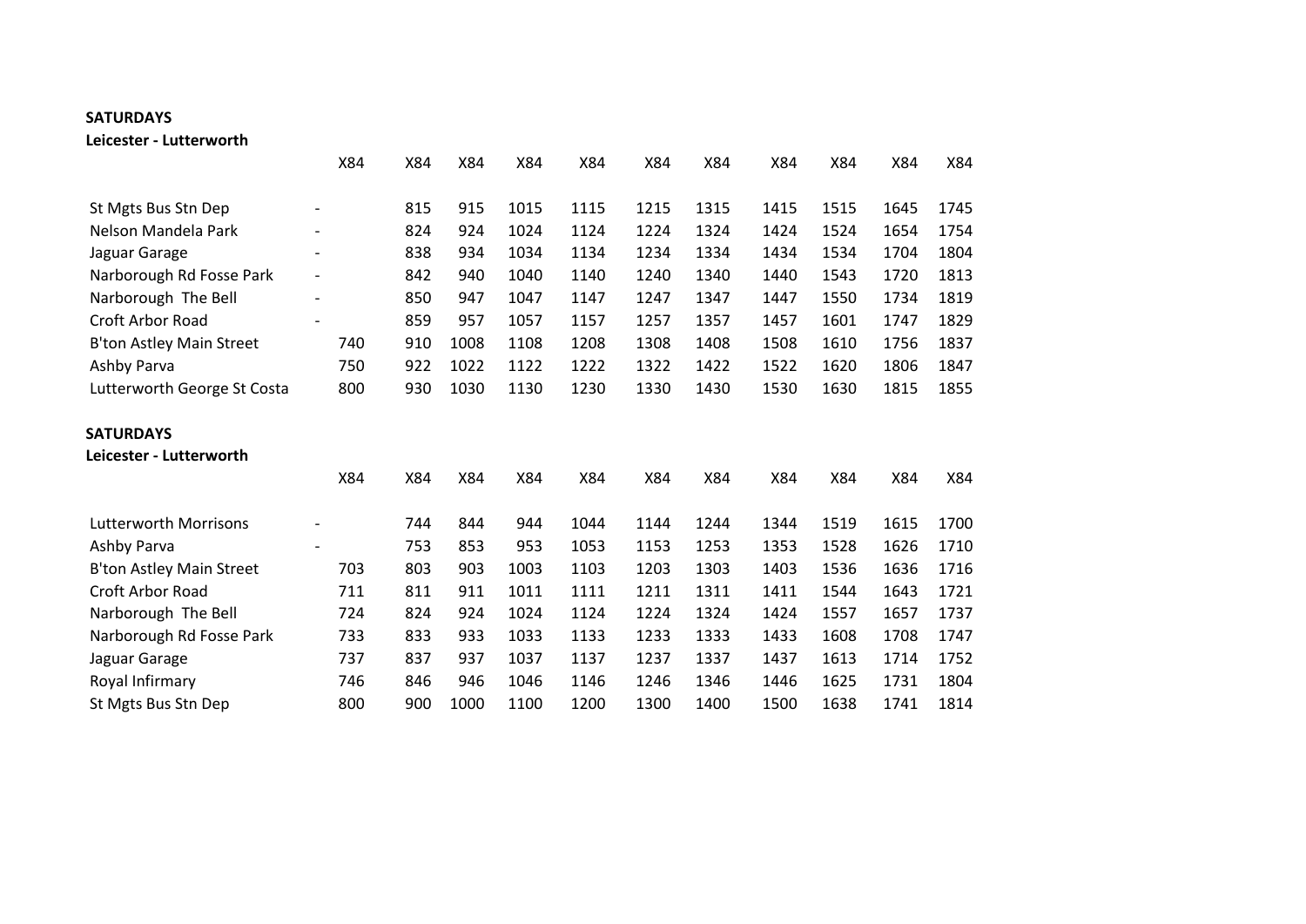**SATURDAYS**

**Leicester - Lutterworth**

| | | X84 | X84 | X84 | X84 | X84 | X84 | X84 | X84 | X84 | X84 | X84 |
|---|---|---|---|---|---|---|---|---|---|---|---|---|
| St Mgts Bus Stn Dep | - | | 815 | 915 | 1015 | 1115 | 1215 | 1315 | 1415 | 1515 | 1645 | 1745 |
| Nelson Mandela Park | - | | 824 | 924 | 1024 | 1124 | 1224 | 1324 | 1424 | 1524 | 1654 | 1754 |
| Jaguar Garage | - | | 838 | 934 | 1034 | 1134 | 1234 | 1334 | 1434 | 1534 | 1704 | 1804 |
| Narborough Rd Fosse Park | - | | 842 | 940 | 1040 | 1140 | 1240 | 1340 | 1440 | 1543 | 1720 | 1813 |
| Narborough The Bell | - | | 850 | 947 | 1047 | 1147 | 1247 | 1347 | 1447 | 1550 | 1734 | 1819 |
| Croft Arbor Road | - | | 859 | 957 | 1057 | 1157 | 1257 | 1357 | 1457 | 1601 | 1747 | 1829 |
| B'ton Astley Main Street | | 740 | 910 | 1008 | 1108 | 1208 | 1308 | 1408 | 1508 | 1610 | 1756 | 1837 |
| Ashby Parva | | 750 | 922 | 1022 | 1122 | 1222 | 1322 | 1422 | 1522 | 1620 | 1806 | 1847 |
| Lutterworth George St Costa | | 800 | 930 | 1030 | 1130 | 1230 | 1330 | 1430 | 1530 | 1630 | 1815 | 1855 |

**SATURDAYS**

**Leicester - Lutterworth**

| | | X84 | X84 | X84 | X84 | X84 | X84 | X84 | X84 | X84 | X84 | X84 |
|---|---|---|---|---|---|---|---|---|---|---|---|---|
| Lutterworth Morrisons | - | | 744 | 844 | 944 | 1044 | 1144 | 1244 | 1344 | 1519 | 1615 | 1700 |
| Ashby Parva | - | | 753 | 853 | 953 | 1053 | 1153 | 1253 | 1353 | 1528 | 1626 | 1710 |
| B'ton Astley Main Street | | 703 | 803 | 903 | 1003 | 1103 | 1203 | 1303 | 1403 | 1536 | 1636 | 1716 |
| Croft Arbor Road | | 711 | 811 | 911 | 1011 | 1111 | 1211 | 1311 | 1411 | 1544 | 1643 | 1721 |
| Narborough The Bell | | 724 | 824 | 924 | 1024 | 1124 | 1224 | 1324 | 1424 | 1557 | 1657 | 1737 |
| Narborough Rd Fosse Park | | 733 | 833 | 933 | 1033 | 1133 | 1233 | 1333 | 1433 | 1608 | 1708 | 1747 |
| Jaguar Garage | | 737 | 837 | 937 | 1037 | 1137 | 1237 | 1337 | 1437 | 1613 | 1714 | 1752 |
| Royal Infirmary | | 746 | 846 | 946 | 1046 | 1146 | 1246 | 1346 | 1446 | 1625 | 1731 | 1804 |
| St Mgts Bus Stn Dep | | 800 | 900 | 1000 | 1100 | 1200 | 1300 | 1400 | 1500 | 1638 | 1741 | 1814 |